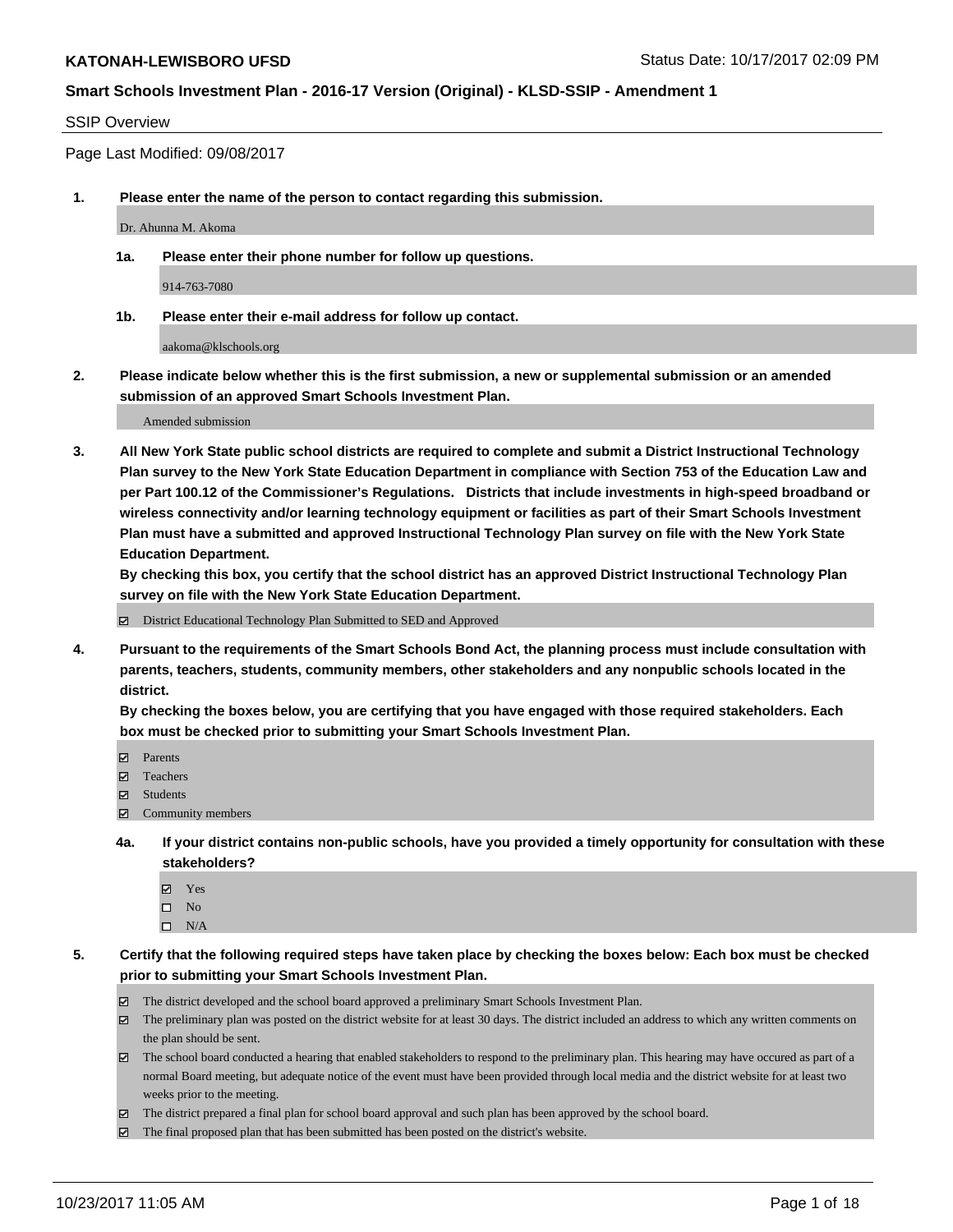## SSIP Overview

Page Last Modified: 09/08/2017

**1. Please enter the name of the person to contact regarding this submission.**

Dr. Ahunna M. Akoma

**1a. Please enter their phone number for follow up questions.**

914-763-7080

**1b. Please enter their e-mail address for follow up contact.**

aakoma@klschools.org

**2. Please indicate below whether this is the first submission, a new or supplemental submission or an amended submission of an approved Smart Schools Investment Plan.**

Amended submission

**3. All New York State public school districts are required to complete and submit a District Instructional Technology Plan survey to the New York State Education Department in compliance with Section 753 of the Education Law and per Part 100.12 of the Commissioner's Regulations. Districts that include investments in high-speed broadband or wireless connectivity and/or learning technology equipment or facilities as part of their Smart Schools Investment Plan must have a submitted and approved Instructional Technology Plan survey on file with the New York State Education Department.**
**By checking this box, you certify that the school district has an approved District Instructional Technology Plan survey on file with the New York State Education Department.**

- [x] District Educational Technology Plan Submitted to SED and Approved

**4. Pursuant to the requirements of the Smart Schools Bond Act, the planning process must include consultation with parents, teachers, students, community members, other stakeholders and any nonpublic schools located in the district.**
**By checking the boxes below, you are certifying that you have engaged with those required stakeholders. Each box must be checked prior to submitting your Smart Schools Investment Plan.**

- [x] Parents
- [x] Teachers
- [x] Students
- [x] Community members

**4a. If your district contains non-public schools, have you provided a timely opportunity for consultation with these stakeholders?**

- [x] Yes
- [ ] No
- [ ] N/A

**5. Certify that the following required steps have taken place by checking the boxes below: Each box must be checked prior to submitting your Smart Schools Investment Plan.**

- [x] The district developed and the school board approved a preliminary Smart Schools Investment Plan.
- [x] The preliminary plan was posted on the district website for at least 30 days. The district included an address to which any written comments on the plan should be sent.
- [x] The school board conducted a hearing that enabled stakeholders to respond to the preliminary plan. This hearing may have occured as part of a normal Board meeting, but adequate notice of the event must have been provided through local media and the district website for at least two weeks prior to the meeting.
- [x] The district prepared a final plan for school board approval and such plan has been approved by the school board.
- [x] The final proposed plan that has been submitted has been posted on the district's website.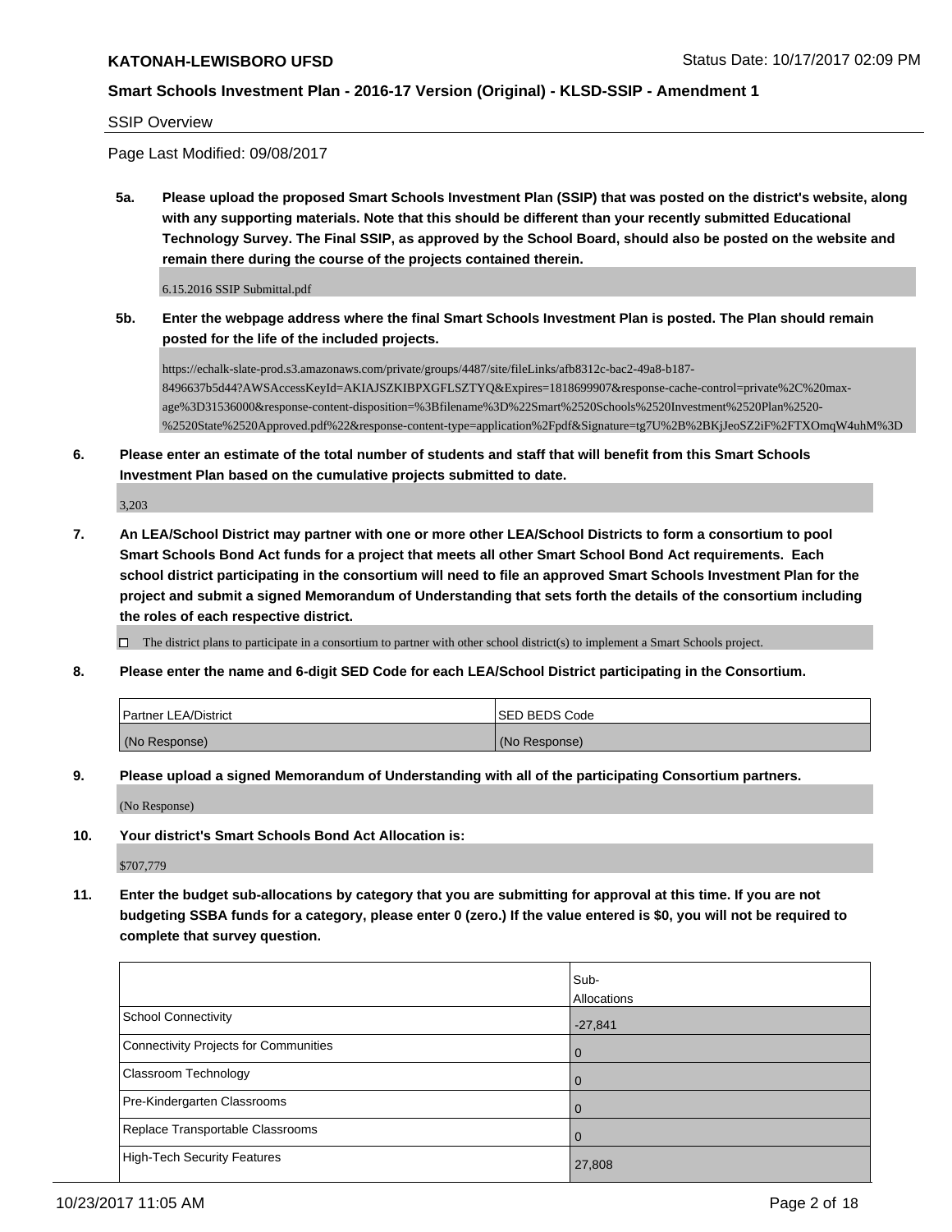SSIP Overview

Page Last Modified: 09/08/2017

**5a. Please upload the proposed Smart Schools Investment Plan (SSIP) that was posted on the district's website, along with any supporting materials. Note that this should be different than your recently submitted Educational Technology Survey. The Final SSIP, as approved by the School Board, should also be posted on the website and remain there during the course of the projects contained therein.**

6.15.2016 SSIP Submittal.pdf

**5b. Enter the webpage address where the final Smart Schools Investment Plan is posted. The Plan should remain posted for the life of the included projects.**

https://echalk-slate-prod.s3.amazonaws.com/private/groups/4487/site/fileLinks/afb8312c-bac2-49a8-b187-8496637b5d44?AWSAccessKeyId=AKIAJSZKIBPXGFLSZTYQ&Expires=1818699907&response-cache-control=private%2C%20max-age%3D31536000&response-content-disposition=%3Bfilename%3D%22Smart%2520Schools%2520Investment%2520Plan%2520-%2520State%2520Approved.pdf%22&response-content-type=application%2Fpdf&Signature=tg7U%2B%2BKjJeoSZ2iF%2FTXOmqW4uhM%3D

**6. Please enter an estimate of the total number of students and staff that will benefit from this Smart Schools Investment Plan based on the cumulative projects submitted to date.**

3,203

**7. An LEA/School District may partner with one or more other LEA/School Districts to form a consortium to pool Smart Schools Bond Act funds for a project that meets all other Smart School Bond Act requirements. Each school district participating in the consortium will need to file an approved Smart Schools Investment Plan for the project and submit a signed Memorandum of Understanding that sets forth the details of the consortium including the roles of each respective district.**

☐ The district plans to participate in a consortium to partner with other school district(s) to implement a Smart Schools project.

**8. Please enter the name and 6-digit SED Code for each LEA/School District participating in the Consortium.**

| Partner LEA/District | SED BEDS Code |
|---|---|
| (No Response) | (No Response) |

**9. Please upload a signed Memorandum of Understanding with all of the participating Consortium partners.**

(No Response)

**10. Your district's Smart Schools Bond Act Allocation is:**

$707,779

**11. Enter the budget sub-allocations by category that you are submitting for approval at this time. If you are not budgeting SSBA funds for a category, please enter 0 (zero.) If the value entered is $0, you will not be required to complete that survey question.**

| | Sub-Allocations |
|---|---|
| School Connectivity | -27,841 |
| Connectivity Projects for Communities | 0 |
| Classroom Technology | 0 |
| Pre-Kindergarten Classrooms | 0 |
| Replace Transportable Classrooms | 0 |
| High-Tech Security Features | 27,808 |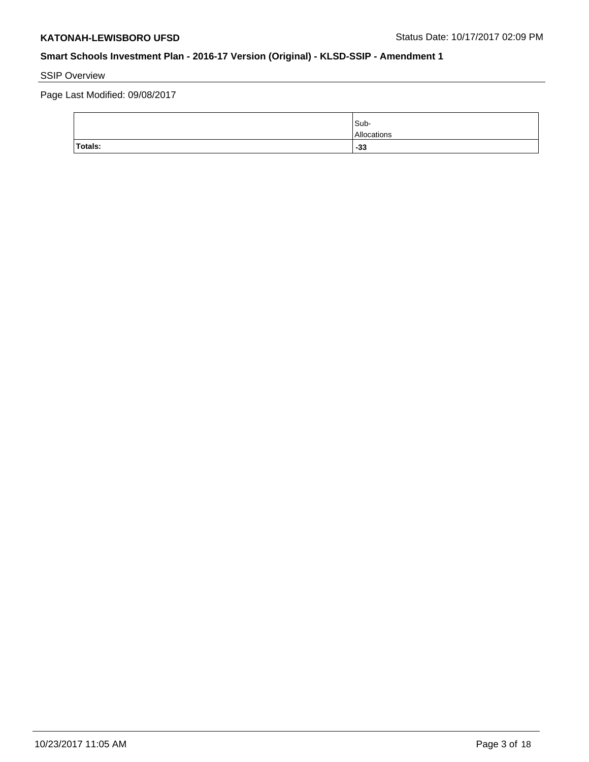SSIP Overview

Page Last Modified: 09/08/2017

| | Sub-Allocations |
|---|---|
| **Totals:** | **-33** |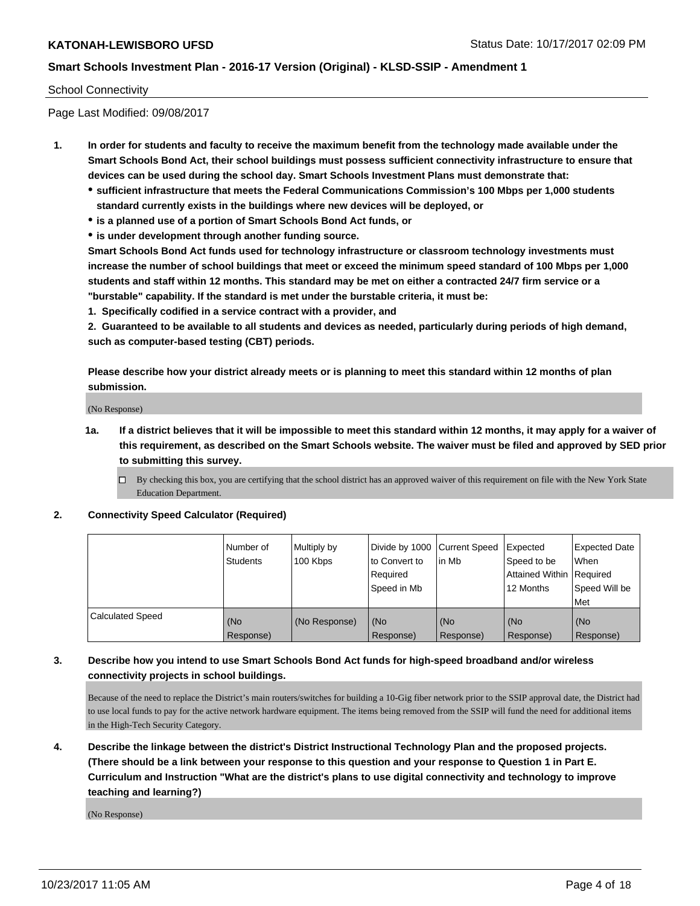School Connectivity

Page Last Modified: 09/08/2017

**1. In order for students and faculty to receive the maximum benefit from the technology made available under the Smart Schools Bond Act, their school buildings must possess sufficient connectivity infrastructure to ensure that devices can be used during the school day. Smart Schools Investment Plans must demonstrate that:**

- **sufficient infrastructure that meets the Federal Communications Commission's 100 Mbps per 1,000 students standard currently exists in the buildings where new devices will be deployed, or**
- **is a planned use of a portion of Smart Schools Bond Act funds, or**
- **is under development through another funding source.**

**Smart Schools Bond Act funds used for technology infrastructure or classroom technology investments must increase the number of school buildings that meet or exceed the minimum speed standard of 100 Mbps per 1,000 students and staff within 12 months. This standard may be met on either a contracted 24/7 firm service or a "burstable" capability. If the standard is met under the burstable criteria, it must be:**

**1. Specifically codified in a service contract with a provider, and**

**2. Guaranteed to be available to all students and devices as needed, particularly during periods of high demand, such as computer-based testing (CBT) periods.**

**Please describe how your district already meets or is planning to meet this standard within 12 months of plan submission.**

(No Response)

**1a. If a district believes that it will be impossible to meet this standard within 12 months, it may apply for a waiver of this requirement, as described on the Smart Schools website. The waiver must be filed and approved by SED prior to submitting this survey.**

☐ By checking this box, you are certifying that the school district has an approved waiver of this requirement on file with the New York State Education Department.

**2. Connectivity Speed Calculator (Required)**

| | Number of Students | Multiply by 100 Kbps | Divide by 1000 to Convert to Required Speed in Mb | Current Speed in Mb | Expected Speed to be Attained Within 12 Months | Expected Date When Required Speed Will be Met |
|---|---|---|---|---|---|---|
| Calculated Speed | (No Response) | (No Response) | (No Response) | (No Response) | (No Response) | (No Response) |

**3. Describe how you intend to use Smart Schools Bond Act funds for high-speed broadband and/or wireless connectivity projects in school buildings.**

Because of the need to replace the District's main routers/switches for building a 10-Gig fiber network prior to the SSIP approval date, the District had to use local funds to pay for the active network hardware equipment. The items being removed from the SSIP will fund the need for additional items in the High-Tech Security Category.

**4. Describe the linkage between the district's District Instructional Technology Plan and the proposed projects. (There should be a link between your response to this question and your response to Question 1 in Part E. Curriculum and Instruction "What are the district's plans to use digital connectivity and technology to improve teaching and learning?)**

(No Response)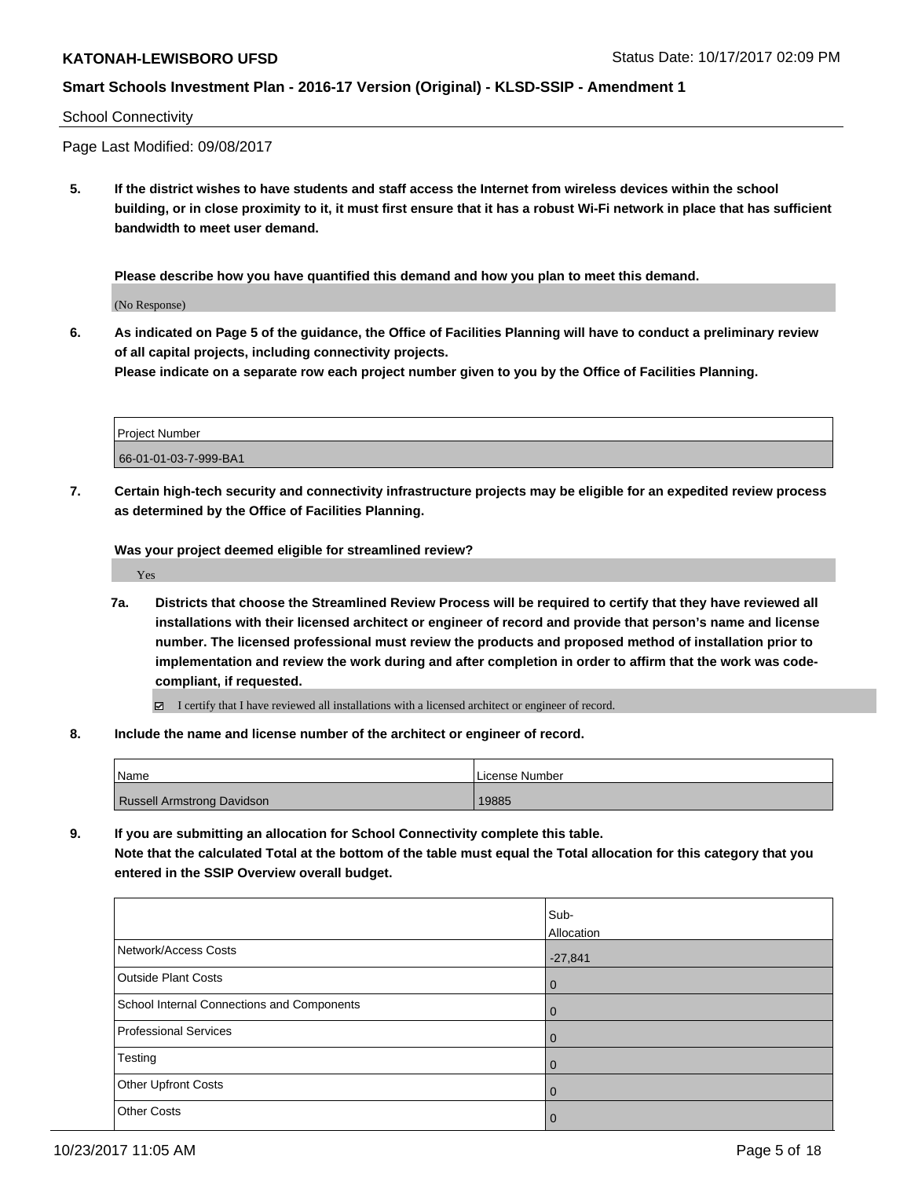School Connectivity

Page Last Modified: 09/08/2017

**5. If the district wishes to have students and staff access the Internet from wireless devices within the school building, or in close proximity to it, it must first ensure that it has a robust Wi-Fi network in place that has sufficient bandwidth to meet user demand.**

**Please describe how you have quantified this demand and how you plan to meet this demand.**

(No Response)

**6. As indicated on Page 5 of the guidance, the Office of Facilities Planning will have to conduct a preliminary review of all capital projects, including connectivity projects.**
**Please indicate on a separate row each project number given to you by the Office of Facilities Planning.**

| Project Number |
|---|
| 66-01-01-03-7-999-BA1 |

**7. Certain high-tech security and connectivity infrastructure projects may be eligible for an expedited review process as determined by the Office of Facilities Planning.**

**Was your project deemed eligible for streamlined review?**

Yes

**7a. Districts that choose the Streamlined Review Process will be required to certify that they have reviewed all installations with their licensed architect or engineer of record and provide that person's name and license number. The licensed professional must review the products and proposed method of installation prior to implementation and review the work during and after completion in order to affirm that the work was code-compliant, if requested.**

☑ I certify that I have reviewed all installations with a licensed architect or engineer of record.

**8. Include the name and license number of the architect or engineer of record.**

| Name | License Number |
|---|---|
| Russell Armstrong Davidson | 19885 |

**9. If you are submitting an allocation for School Connectivity complete this table.**
**Note that the calculated Total at the bottom of the table must equal the Total allocation for this category that you entered in the SSIP Overview overall budget.**

| | Sub-Allocation |
|---|---|
| Network/Access Costs | -27,841 |
| Outside Plant Costs | 0 |
| School Internal Connections and Components | 0 |
| Professional Services | 0 |
| Testing | 0 |
| Other Upfront Costs | 0 |
| Other Costs | 0 |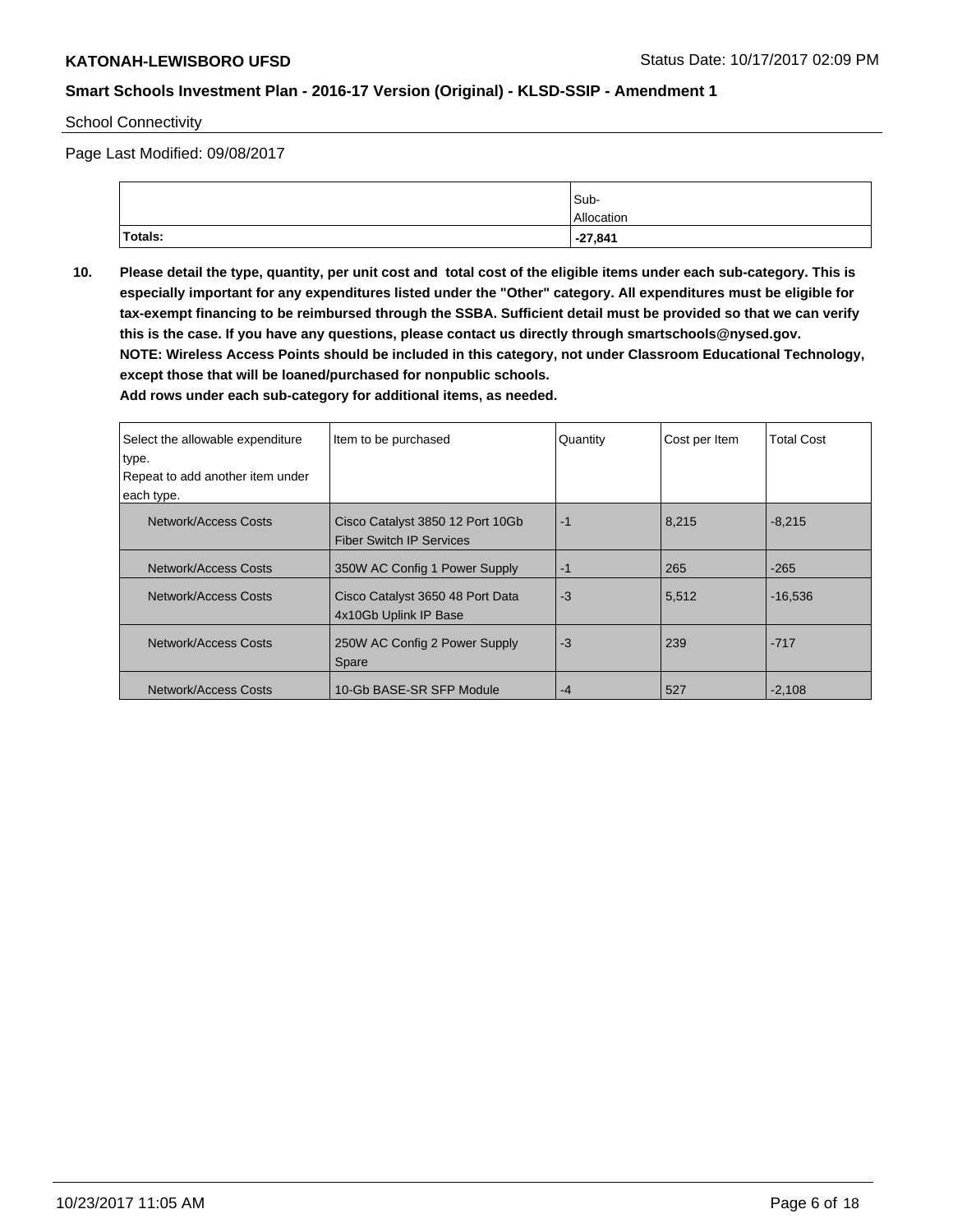School Connectivity

Page Last Modified: 09/08/2017

| | Sub-Allocation |
|---|---|
| **Totals:** | **-27,841** |

**10. Please detail the type, quantity, per unit cost and total cost of the eligible items under each sub-category. This is especially important for any expenditures listed under the "Other" category. All expenditures must be eligible for tax-exempt financing to be reimbursed through the SSBA. Sufficient detail must be provided so that we can verify this is the case. If you have any questions, please contact us directly through smartschools@nysed.gov.**
**NOTE: Wireless Access Points should be included in this category, not under Classroom Educational Technology, except those that will be loaned/purchased for nonpublic schools.**
**Add rows under each sub-category for additional items, as needed.**

| Select the allowable expenditure type. Repeat to add another item under each type. | Item to be purchased | Quantity | Cost per Item | Total Cost |
|---|---|---|---|---|
| Network/Access Costs | Cisco Catalyst 3850 12 Port 10Gb Fiber Switch IP Services | -1 | 8,215 | -8,215 |
| Network/Access Costs | 350W AC Config 1 Power Supply | -1 | 265 | -265 |
| Network/Access Costs | Cisco Catalyst 3650 48 Port Data 4x10Gb Uplink IP Base | -3 | 5,512 | -16,536 |
| Network/Access Costs | 250W AC Config 2 Power Supply Spare | -3 | 239 | -717 |
| Network/Access Costs | 10-Gb BASE-SR SFP Module | -4 | 527 | -2,108 |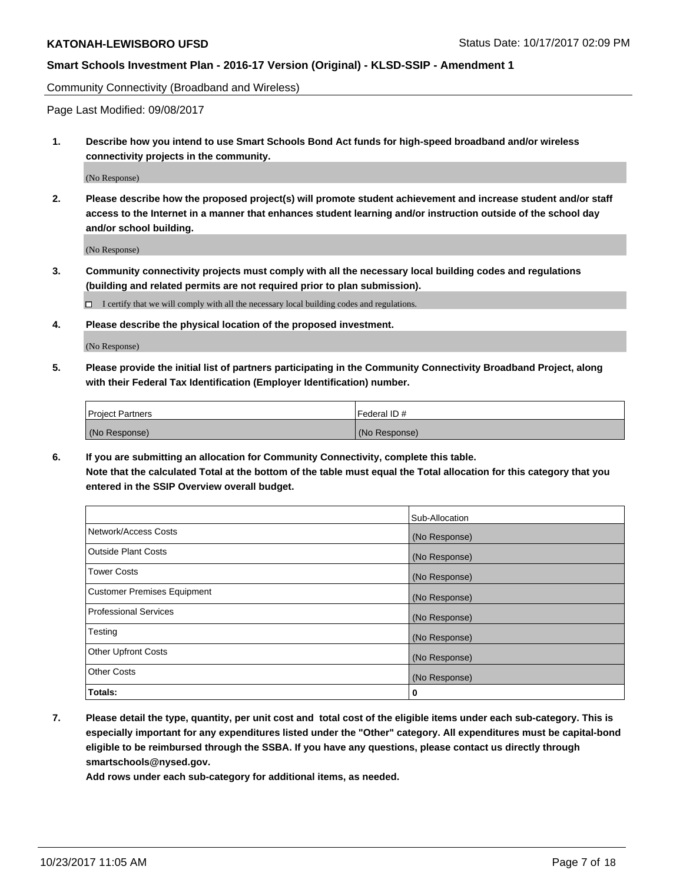Community Connectivity (Broadband and Wireless)

Page Last Modified: 09/08/2017

**1. Describe how you intend to use Smart Schools Bond Act funds for high-speed broadband and/or wireless connectivity projects in the community.**

(No Response)

**2. Please describe how the proposed project(s) will promote student achievement and increase student and/or staff access to the Internet in a manner that enhances student learning and/or instruction outside of the school day and/or school building.**

(No Response)

**3. Community connectivity projects must comply with all the necessary local building codes and regulations (building and related permits are not required prior to plan submission).**

☐ I certify that we will comply with all the necessary local building codes and regulations.

**4. Please describe the physical location of the proposed investment.**

(No Response)

**5. Please provide the initial list of partners participating in the Community Connectivity Broadband Project, along with their Federal Tax Identification (Employer Identification) number.**

| Project Partners | Federal ID # |
| --- | --- |
| (No Response) | (No Response) |

**6. If you are submitting an allocation for Community Connectivity, complete this table. Note that the calculated Total at the bottom of the table must equal the Total allocation for this category that you entered in the SSIP Overview overall budget.**

| | Sub-Allocation |
| --- | --- |
| Network/Access Costs | (No Response) |
| Outside Plant Costs | (No Response) |
| Tower Costs | (No Response) |
| Customer Premises Equipment | (No Response) |
| Professional Services | (No Response) |
| Testing | (No Response) |
| Other Upfront Costs | (No Response) |
| Other Costs | (No Response) |
| **Totals:** | **0** |

**7. Please detail the type, quantity, per unit cost and total cost of the eligible items under each sub-category. This is especially important for any expenditures listed under the "Other" category. All expenditures must be capital-bond eligible to be reimbursed through the SSBA. If you have any questions, please contact us directly through smartschools@nysed.gov.**

**Add rows under each sub-category for additional items, as needed.**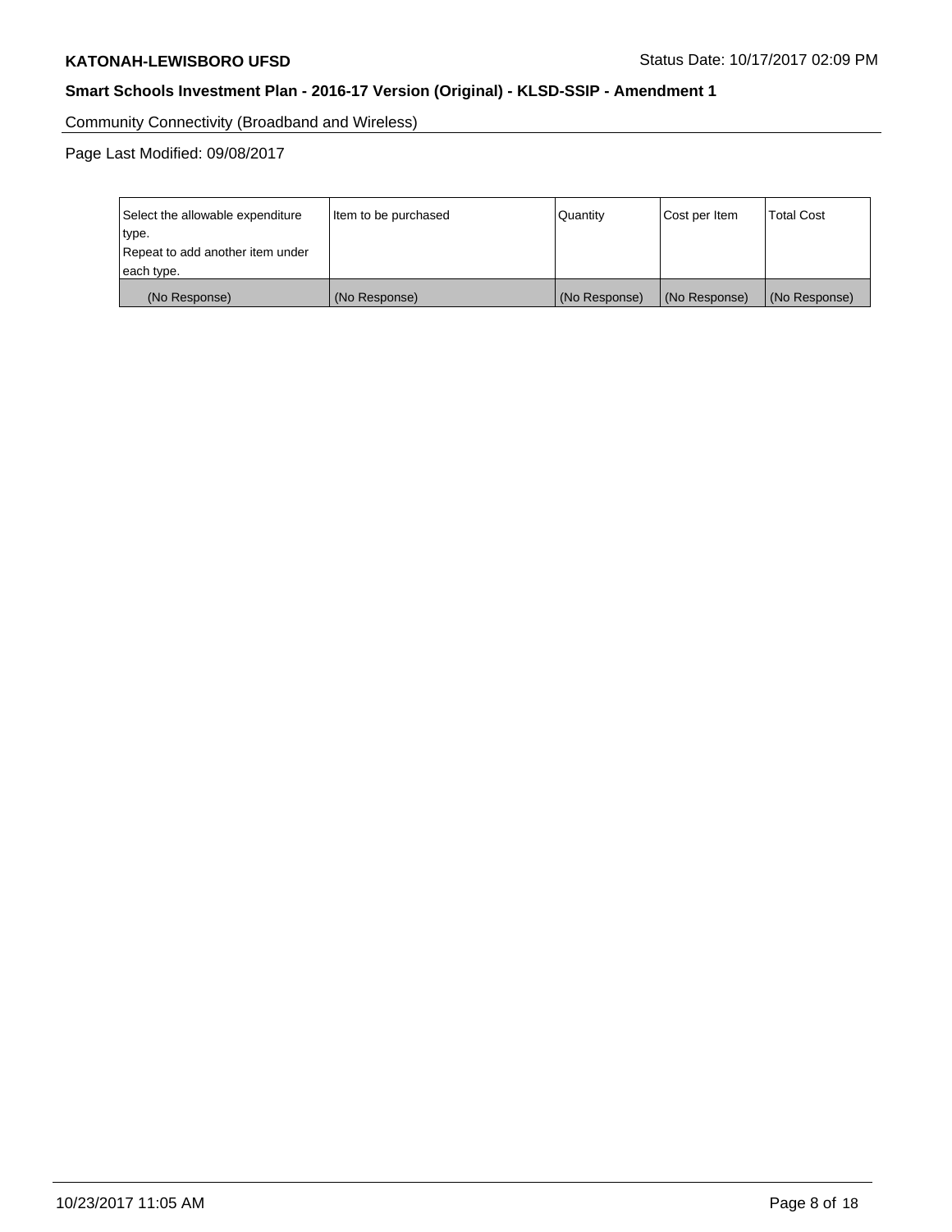Community Connectivity (Broadband and Wireless)

Page Last Modified: 09/08/2017

| Select the allowable expenditure type. Repeat to add another item under each type. | Item to be purchased | Quantity | Cost per Item | Total Cost |
|---|---|---|---|---|
| (No Response) | (No Response) | (No Response) | (No Response) | (No Response) |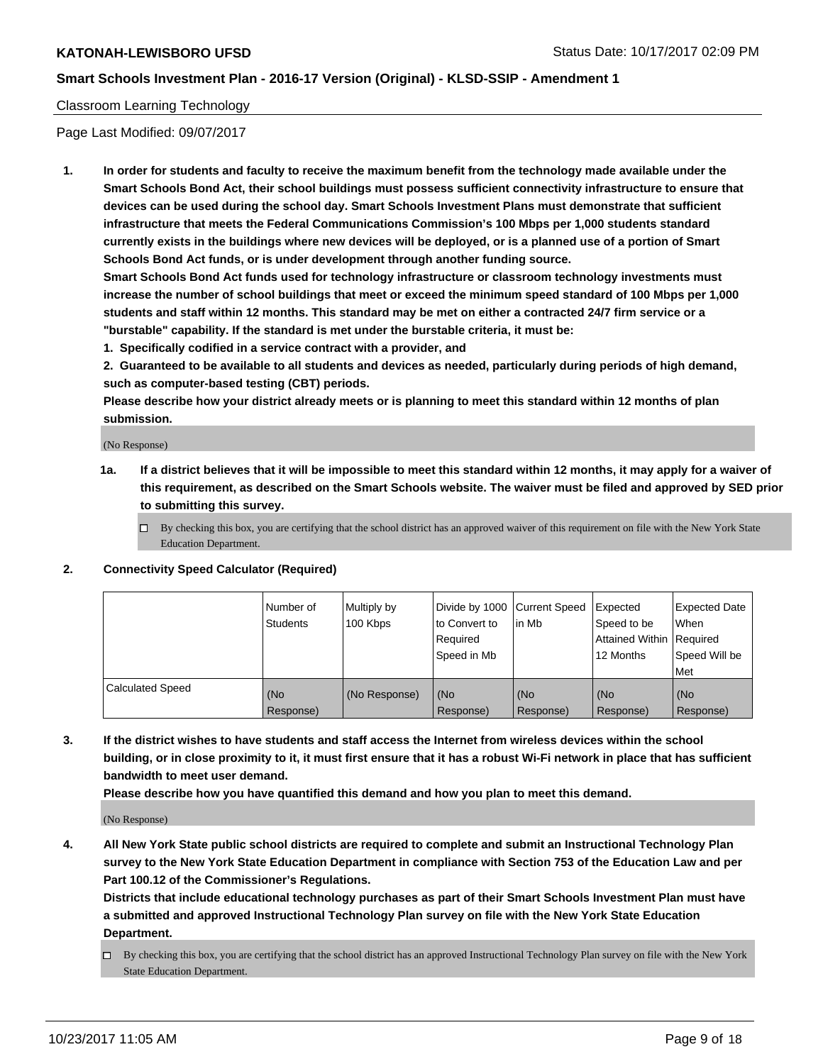Classroom Learning Technology

Page Last Modified: 09/07/2017

**1. In order for students and faculty to receive the maximum benefit from the technology made available under the Smart Schools Bond Act, their school buildings must possess sufficient connectivity infrastructure to ensure that devices can be used during the school day. Smart Schools Investment Plans must demonstrate that sufficient infrastructure that meets the Federal Communications Commission's 100 Mbps per 1,000 students standard currently exists in the buildings where new devices will be deployed, or is a planned use of a portion of Smart Schools Bond Act funds, or is under development through another funding source.**

**Smart Schools Bond Act funds used for technology infrastructure or classroom technology investments must increase the number of school buildings that meet or exceed the minimum speed standard of 100 Mbps per 1,000 students and staff within 12 months. This standard may be met on either a contracted 24/7 firm service or a "burstable" capability. If the standard is met under the burstable criteria, it must be:**

**1. Specifically codified in a service contract with a provider, and**

**2. Guaranteed to be available to all students and devices as needed, particularly during periods of high demand, such as computer-based testing (CBT) periods.**

**Please describe how your district already meets or is planning to meet this standard within 12 months of plan submission.**

(No Response)

**1a. If a district believes that it will be impossible to meet this standard within 12 months, it may apply for a waiver of this requirement, as described on the Smart Schools website. The waiver must be filed and approved by SED prior to submitting this survey.**

☐ By checking this box, you are certifying that the school district has an approved waiver of this requirement on file with the New York State Education Department.

**2. Connectivity Speed Calculator (Required)**

| | Number of Students | Multiply by 100 Kbps | Divide by 1000 to Convert to Required Speed in Mb | Current Speed in Mb | Expected Speed to be Attained Within 12 Months | Expected Date When Required Speed Will be Met |
|---|---|---|---|---|---|---|
| Calculated Speed | (No Response) | (No Response) | (No Response) | (No Response) | (No Response) | (No Response) |

**3. If the district wishes to have students and staff access the Internet from wireless devices within the school building, or in close proximity to it, it must first ensure that it has a robust Wi-Fi network in place that has sufficient bandwidth to meet user demand.**

**Please describe how you have quantified this demand and how you plan to meet this demand.**

(No Response)

**4. All New York State public school districts are required to complete and submit an Instructional Technology Plan survey to the New York State Education Department in compliance with Section 753 of the Education Law and per Part 100.12 of the Commissioner's Regulations.**

**Districts that include educational technology purchases as part of their Smart Schools Investment Plan must have a submitted and approved Instructional Technology Plan survey on file with the New York State Education Department.**

☐ By checking this box, you are certifying that the school district has an approved Instructional Technology Plan survey on file with the New York State Education Department.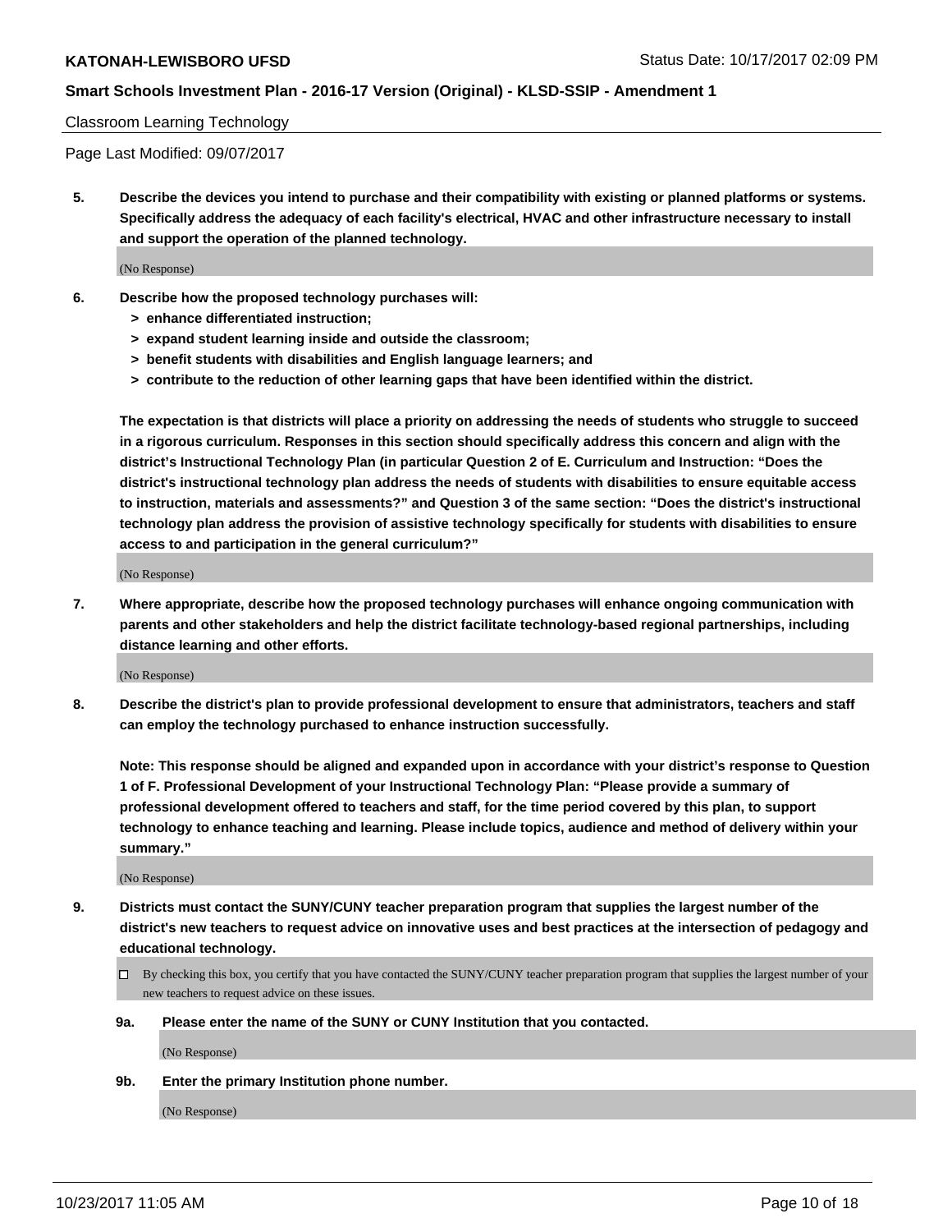Classroom Learning Technology

Page Last Modified: 09/07/2017

**5. Describe the devices you intend to purchase and their compatibility with existing or planned platforms or systems. Specifically address the adequacy of each facility's electrical, HVAC and other infrastructure necessary to install and support the operation of the planned technology.**

(No Response)

**6. Describe how the proposed technology purchases will:**
- **> enhance differentiated instruction;**
- **> expand student learning inside and outside the classroom;**
- **> benefit students with disabilities and English language learners; and**
- **> contribute to the reduction of other learning gaps that have been identified within the district.**

**The expectation is that districts will place a priority on addressing the needs of students who struggle to succeed in a rigorous curriculum. Responses in this section should specifically address this concern and align with the district's Instructional Technology Plan (in particular Question 2 of E. Curriculum and Instruction: "Does the district's instructional technology plan address the needs of students with disabilities to ensure equitable access to instruction, materials and assessments?" and Question 3 of the same section: "Does the district's instructional technology plan address the provision of assistive technology specifically for students with disabilities to ensure access to and participation in the general curriculum?"**

(No Response)

**7. Where appropriate, describe how the proposed technology purchases will enhance ongoing communication with parents and other stakeholders and help the district facilitate technology-based regional partnerships, including distance learning and other efforts.**

(No Response)

**8. Describe the district's plan to provide professional development to ensure that administrators, teachers and staff can employ the technology purchased to enhance instruction successfully.**

**Note: This response should be aligned and expanded upon in accordance with your district's response to Question 1 of F. Professional Development of your Instructional Technology Plan: "Please provide a summary of professional development offered to teachers and staff, for the time period covered by this plan, to support technology to enhance teaching and learning. Please include topics, audience and method of delivery within your summary."**

(No Response)

**9. Districts must contact the SUNY/CUNY teacher preparation program that supplies the largest number of the district's new teachers to request advice on innovative uses and best practices at the intersection of pedagogy and educational technology.**

☐ By checking this box, you certify that you have contacted the SUNY/CUNY teacher preparation program that supplies the largest number of your new teachers to request advice on these issues.

**9a. Please enter the name of the SUNY or CUNY Institution that you contacted.**

(No Response)

**9b. Enter the primary Institution phone number.**

(No Response)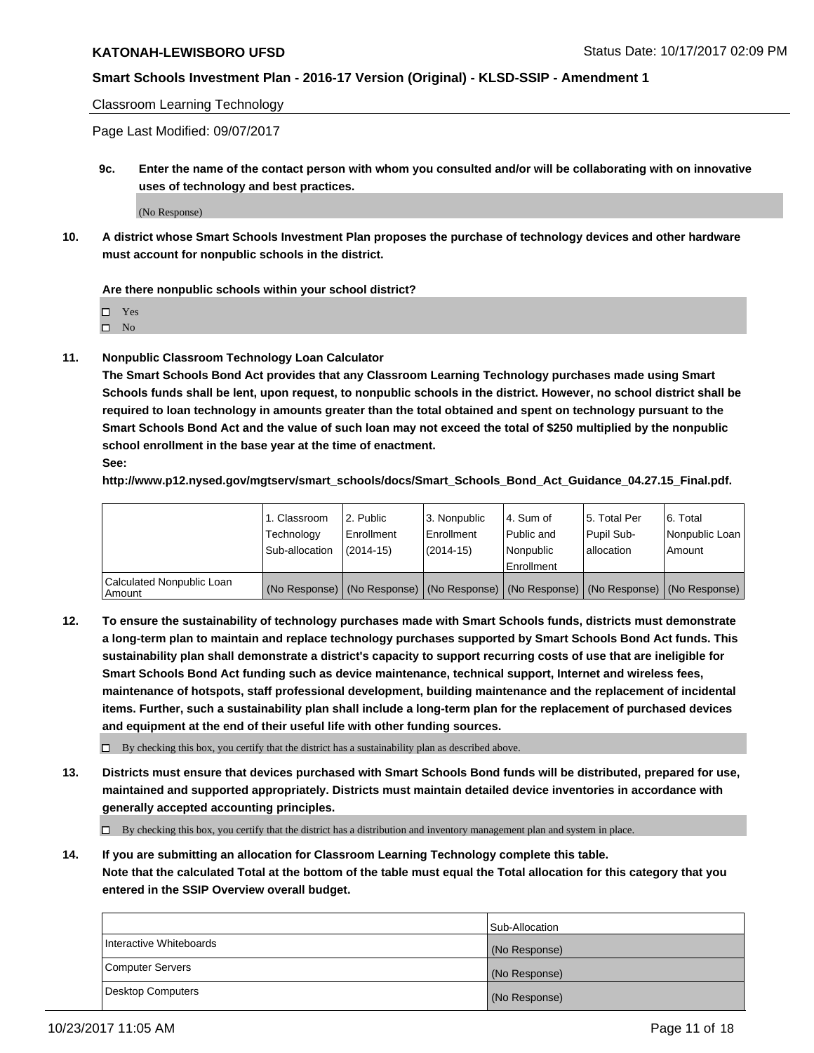Classroom Learning Technology

Page Last Modified: 09/07/2017

**9c. Enter the name of the contact person with whom you consulted and/or will be collaborating with on innovative uses of technology and best practices.**

(No Response)

**10. A district whose Smart Schools Investment Plan proposes the purchase of technology devices and other hardware must account for nonpublic schools in the district.**

**Are there nonpublic schools within your school district?**

- ☐ Yes
- ☐ No

**11. Nonpublic Classroom Technology Loan Calculator**

**The Smart Schools Bond Act provides that any Classroom Learning Technology purchases made using Smart Schools funds shall be lent, upon request, to nonpublic schools in the district. However, no school district shall be required to loan technology in amounts greater than the total obtained and spent on technology pursuant to the Smart Schools Bond Act and the value of such loan may not exceed the total of $250 multiplied by the nonpublic school enrollment in the base year at the time of enactment.**

**See:**

**http://www.p12.nysed.gov/mgtserv/smart_schools/docs/Smart_Schools_Bond_Act_Guidance_04.27.15_Final.pdf.**

| | 1. Classroom Technology Sub-allocation | 2. Public Enrollment (2014-15) | 3. Nonpublic Enrollment (2014-15) | 4. Sum of Public and Nonpublic Enrollment | 5. Total Per Pupil Sub-allocation | 6. Total Nonpublic Loan Amount |
|---|---|---|---|---|---|---|
| Calculated Nonpublic Loan Amount | (No Response) | (No Response) | (No Response) | (No Response) | (No Response) | (No Response) |

**12. To ensure the sustainability of technology purchases made with Smart Schools funds, districts must demonstrate a long-term plan to maintain and replace technology purchases supported by Smart Schools Bond Act funds. This sustainability plan shall demonstrate a district's capacity to support recurring costs of use that are ineligible for Smart Schools Bond Act funding such as device maintenance, technical support, Internet and wireless fees, maintenance of hotspots, staff professional development, building maintenance and the replacement of incidental items. Further, such a sustainability plan shall include a long-term plan for the replacement of purchased devices and equipment at the end of their useful life with other funding sources.**

☐ By checking this box, you certify that the district has a sustainability plan as described above.

**13. Districts must ensure that devices purchased with Smart Schools Bond funds will be distributed, prepared for use, maintained and supported appropriately. Districts must maintain detailed device inventories in accordance with generally accepted accounting principles.**

☐ By checking this box, you certify that the district has a distribution and inventory management plan and system in place.

**14. If you are submitting an allocation for Classroom Learning Technology complete this table. Note that the calculated Total at the bottom of the table must equal the Total allocation for this category that you entered in the SSIP Overview overall budget.**

| | Sub-Allocation |
|---|---|
| Interactive Whiteboards | (No Response) |
| Computer Servers | (No Response) |
| Desktop Computers | (No Response) |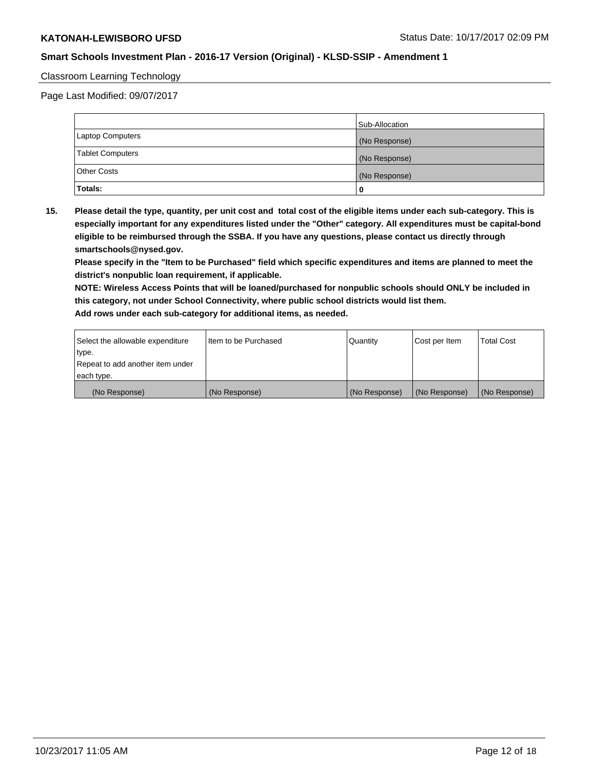Classroom Learning Technology

Page Last Modified: 09/07/2017

| | Sub-Allocation |
|---|---|
| Laptop Computers | (No Response) |
| Tablet Computers | (No Response) |
| Other Costs | (No Response) |
| **Totals:** | **0** |

**15. Please detail the type, quantity, per unit cost and total cost of the eligible items under each sub-category. This is especially important for any expenditures listed under the "Other" category. All expenditures must be capital-bond eligible to be reimbursed through the SSBA. If you have any questions, please contact us directly through smartschools@nysed.gov.**

**Please specify in the "Item to be Purchased" field which specific expenditures and items are planned to meet the district's nonpublic loan requirement, if applicable.**

**NOTE: Wireless Access Points that will be loaned/purchased for nonpublic schools should ONLY be included in this category, not under School Connectivity, where public school districts would list them.**

**Add rows under each sub-category for additional items, as needed.**

| Select the allowable expenditure type. Repeat to add another item under each type. | Item to be Purchased | Quantity | Cost per Item | Total Cost |
|---|---|---|---|---|
| (No Response) | (No Response) | (No Response) | (No Response) | (No Response) |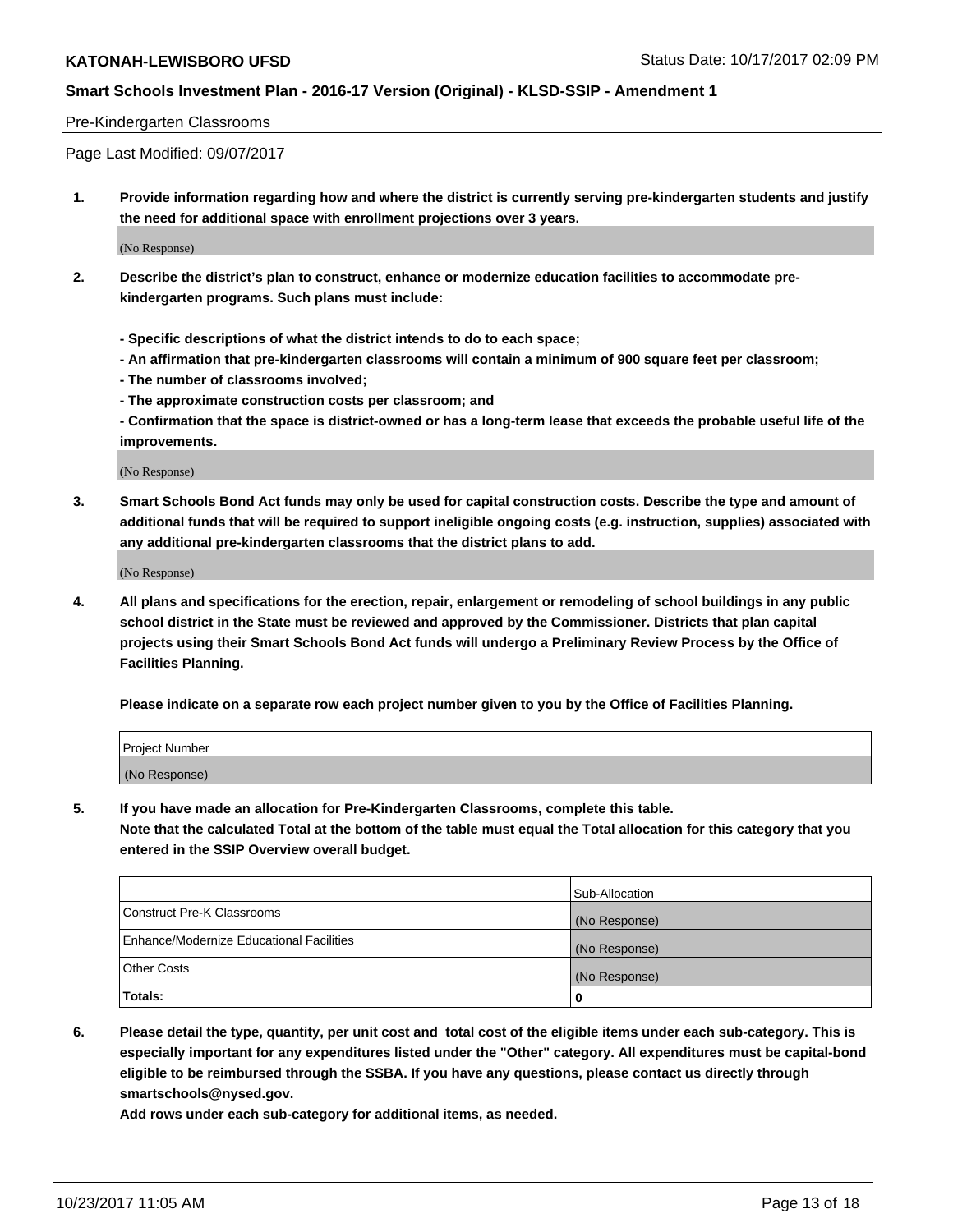Pre-Kindergarten Classrooms

Page Last Modified: 09/07/2017

**1. Provide information regarding how and where the district is currently serving pre-kindergarten students and justify the need for additional space with enrollment projections over 3 years.**

(No Response)

**2. Describe the district's plan to construct, enhance or modernize education facilities to accommodate pre-kindergarten programs. Such plans must include:**

**- Specific descriptions of what the district intends to do to each space;**
**- An affirmation that pre-kindergarten classrooms will contain a minimum of 900 square feet per classroom;**
**- The number of classrooms involved;**
**- The approximate construction costs per classroom; and**
**- Confirmation that the space is district-owned or has a long-term lease that exceeds the probable useful life of the improvements.**

(No Response)

**3. Smart Schools Bond Act funds may only be used for capital construction costs. Describe the type and amount of additional funds that will be required to support ineligible ongoing costs (e.g. instruction, supplies) associated with any additional pre-kindergarten classrooms that the district plans to add.**

(No Response)

**4. All plans and specifications for the erection, repair, enlargement or remodeling of school buildings in any public school district in the State must be reviewed and approved by the Commissioner. Districts that plan capital projects using their Smart Schools Bond Act funds will undergo a Preliminary Review Process by the Office of Facilities Planning.**

**Please indicate on a separate row each project number given to you by the Office of Facilities Planning.**

| Project Number |
|---|
| (No Response) |

**5. If you have made an allocation for Pre-Kindergarten Classrooms, complete this table.**
**Note that the calculated Total at the bottom of the table must equal the Total allocation for this category that you entered in the SSIP Overview overall budget.**

| | Sub-Allocation |
|---|---|
| Construct Pre-K Classrooms | (No Response) |
| Enhance/Modernize Educational Facilities | (No Response) |
| Other Costs | (No Response) |
| **Totals:** | **0** |

**6. Please detail the type, quantity, per unit cost and total cost of the eligible items under each sub-category. This is especially important for any expenditures listed under the "Other" category. All expenditures must be capital-bond eligible to be reimbursed through the SSBA. If you have any questions, please contact us directly through smartschools@nysed.gov.**

**Add rows under each sub-category for additional items, as needed.**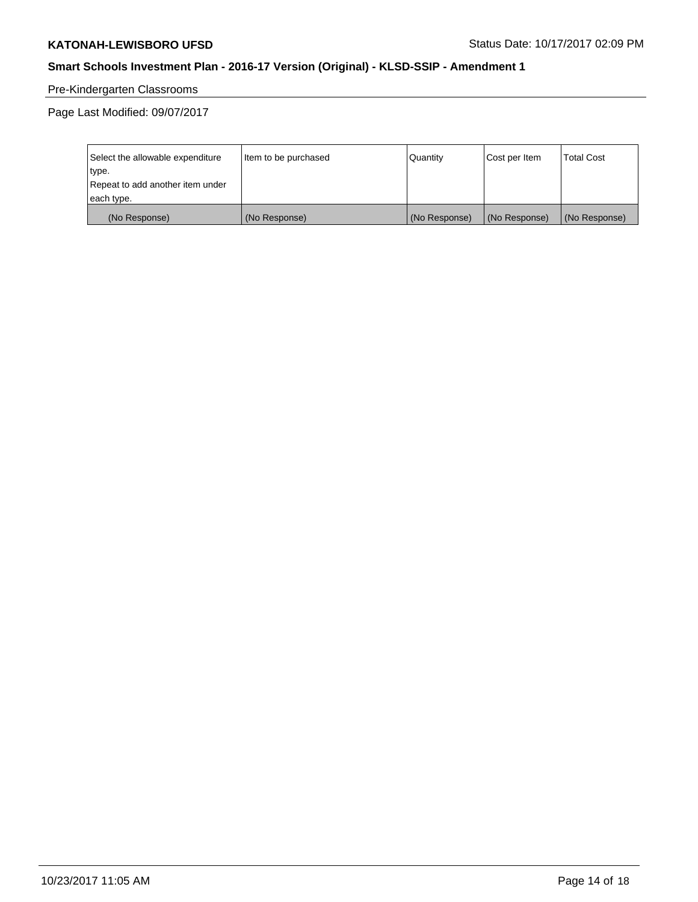## Pre-Kindergarten Classrooms

Page Last Modified: 09/07/2017

| Select the allowable expenditure type. Repeat to add another item under each type. | Item to be purchased | Quantity | Cost per Item | Total Cost |
|---|---|---|---|---|
| (No Response) | (No Response) | (No Response) | (No Response) | (No Response) |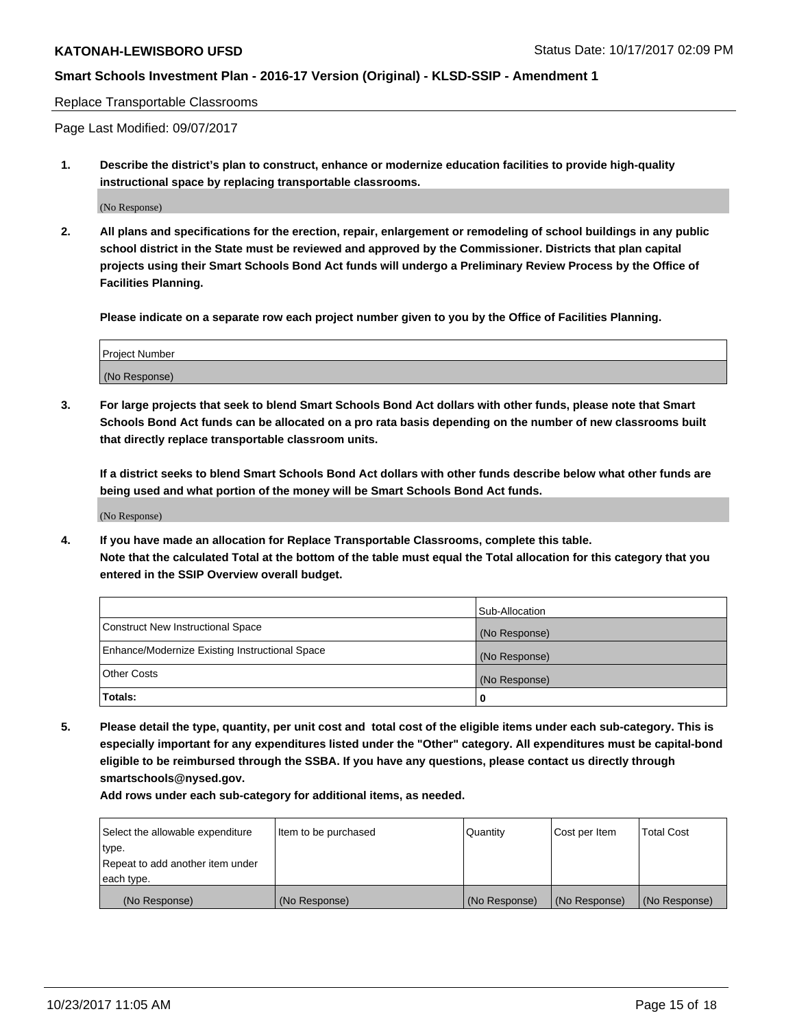Replace Transportable Classrooms

Page Last Modified: 09/07/2017

**1. Describe the district's plan to construct, enhance or modernize education facilities to provide high-quality instructional space by replacing transportable classrooms.**

(No Response)

**2. All plans and specifications for the erection, repair, enlargement or remodeling of school buildings in any public school district in the State must be reviewed and approved by the Commissioner. Districts that plan capital projects using their Smart Schools Bond Act funds will undergo a Preliminary Review Process by the Office of Facilities Planning.**

**Please indicate on a separate row each project number given to you by the Office of Facilities Planning.**

| Project Number |
| --- |
| (No Response) |

**3. For large projects that seek to blend Smart Schools Bond Act dollars with other funds, please note that Smart Schools Bond Act funds can be allocated on a pro rata basis depending on the number of new classrooms built that directly replace transportable classroom units.**

**If a district seeks to blend Smart Schools Bond Act dollars with other funds describe below what other funds are being used and what portion of the money will be Smart Schools Bond Act funds.**

(No Response)

**4. If you have made an allocation for Replace Transportable Classrooms, complete this table.**
**Note that the calculated Total at the bottom of the table must equal the Total allocation for this category that you entered in the SSIP Overview overall budget.**

| | Sub-Allocation |
| --- | --- |
| Construct New Instructional Space | (No Response) |
| Enhance/Modernize Existing Instructional Space | (No Response) |
| Other Costs | (No Response) |
| **Totals:** | **0** |

**5. Please detail the type, quantity, per unit cost and total cost of the eligible items under each sub-category. This is especially important for any expenditures listed under the "Other" category. All expenditures must be capital-bond eligible to be reimbursed through the SSBA. If you have any questions, please contact us directly through smartschools@nysed.gov.**
**Add rows under each sub-category for additional items, as needed.**

| Select the allowable expenditure type. Repeat to add another item under each type. | Item to be purchased | Quantity | Cost per Item | Total Cost |
| --- | --- | --- | --- | --- |
| (No Response) | (No Response) | (No Response) | (No Response) | (No Response) |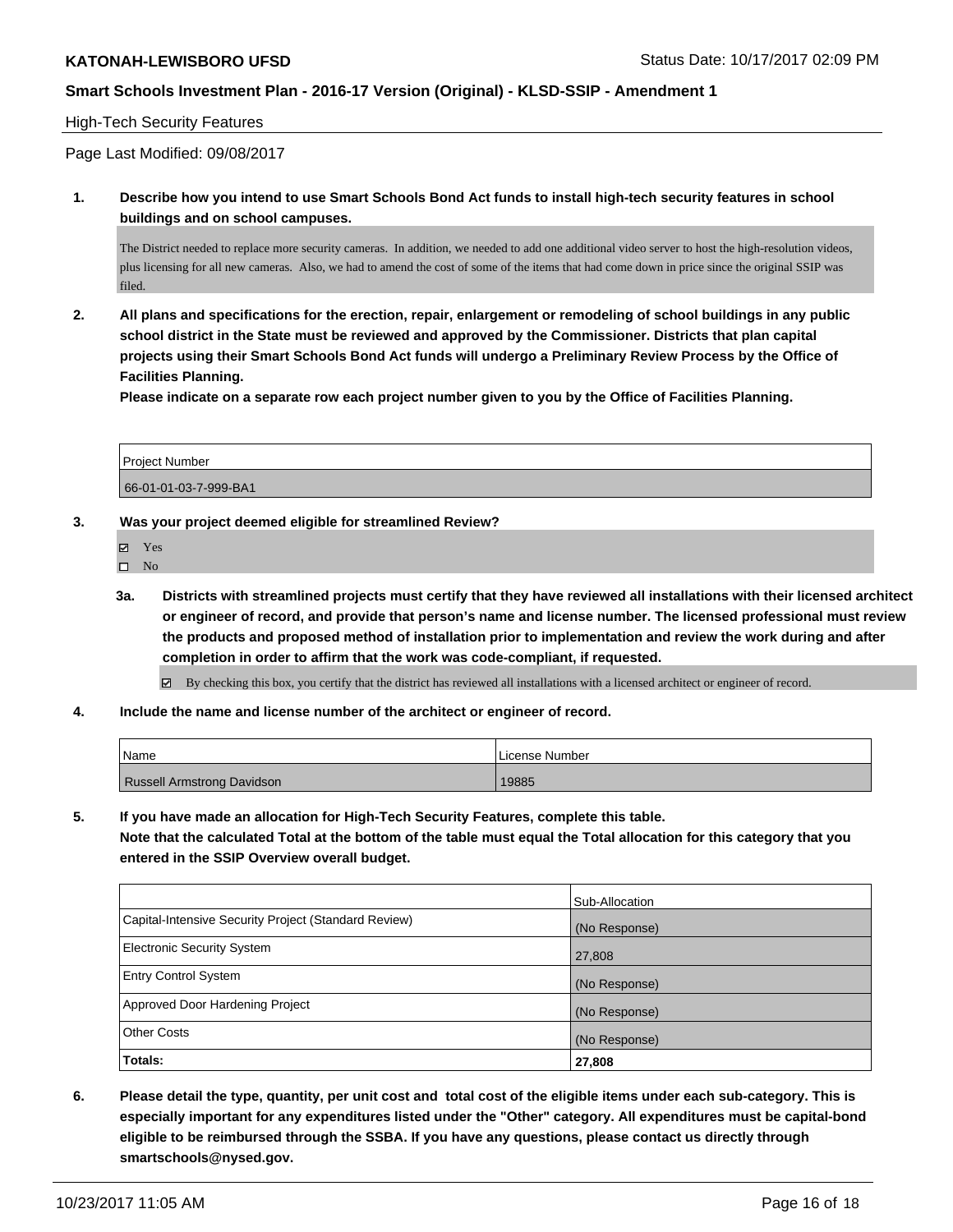High-Tech Security Features

Page Last Modified: 09/08/2017

**1. Describe how you intend to use Smart Schools Bond Act funds to install high-tech security features in school buildings and on school campuses.**

The District needed to replace more security cameras. In addition, we needed to add one additional video server to host the high-resolution videos, plus licensing for all new cameras. Also, we had to amend the cost of some of the items that had come down in price since the original SSIP was filed.

**2. All plans and specifications for the erection, repair, enlargement or remodeling of school buildings in any public school district in the State must be reviewed and approved by the Commissioner. Districts that plan capital projects using their Smart Schools Bond Act funds will undergo a Preliminary Review Process by the Office of Facilities Planning.**

**Please indicate on a separate row each project number given to you by the Office of Facilities Planning.**

| Project Number |
|---|
| 66-01-01-03-7-999-BA1 |

**3. Was your project deemed eligible for streamlined Review?**

- ☑ Yes
- ☐ No

**3a. Districts with streamlined projects must certify that they have reviewed all installations with their licensed architect or engineer of record, and provide that person's name and license number. The licensed professional must review the products and proposed method of installation prior to implementation and review the work during and after completion in order to affirm that the work was code-compliant, if requested.**

- ☑ By checking this box, you certify that the district has reviewed all installations with a licensed architect or engineer of record.

**4. Include the name and license number of the architect or engineer of record.**

| Name | License Number |
|---|---|
| Russell Armstrong Davidson | 19885 |

**5. If you have made an allocation for High-Tech Security Features, complete this table.**
**Note that the calculated Total at the bottom of the table must equal the Total allocation for this category that you entered in the SSIP Overview overall budget.**

| | Sub-Allocation |
|---|---|
| Capital-Intensive Security Project (Standard Review) | (No Response) |
| Electronic Security System | 27,808 |
| Entry Control System | (No Response) |
| Approved Door Hardening Project | (No Response) |
| Other Costs | (No Response) |
| **Totals:** | **27,808** |

**6. Please detail the type, quantity, per unit cost and total cost of the eligible items under each sub-category. This is especially important for any expenditures listed under the "Other" category. All expenditures must be capital-bond eligible to be reimbursed through the SSBA. If you have any questions, please contact us directly through smartschools@nysed.gov.**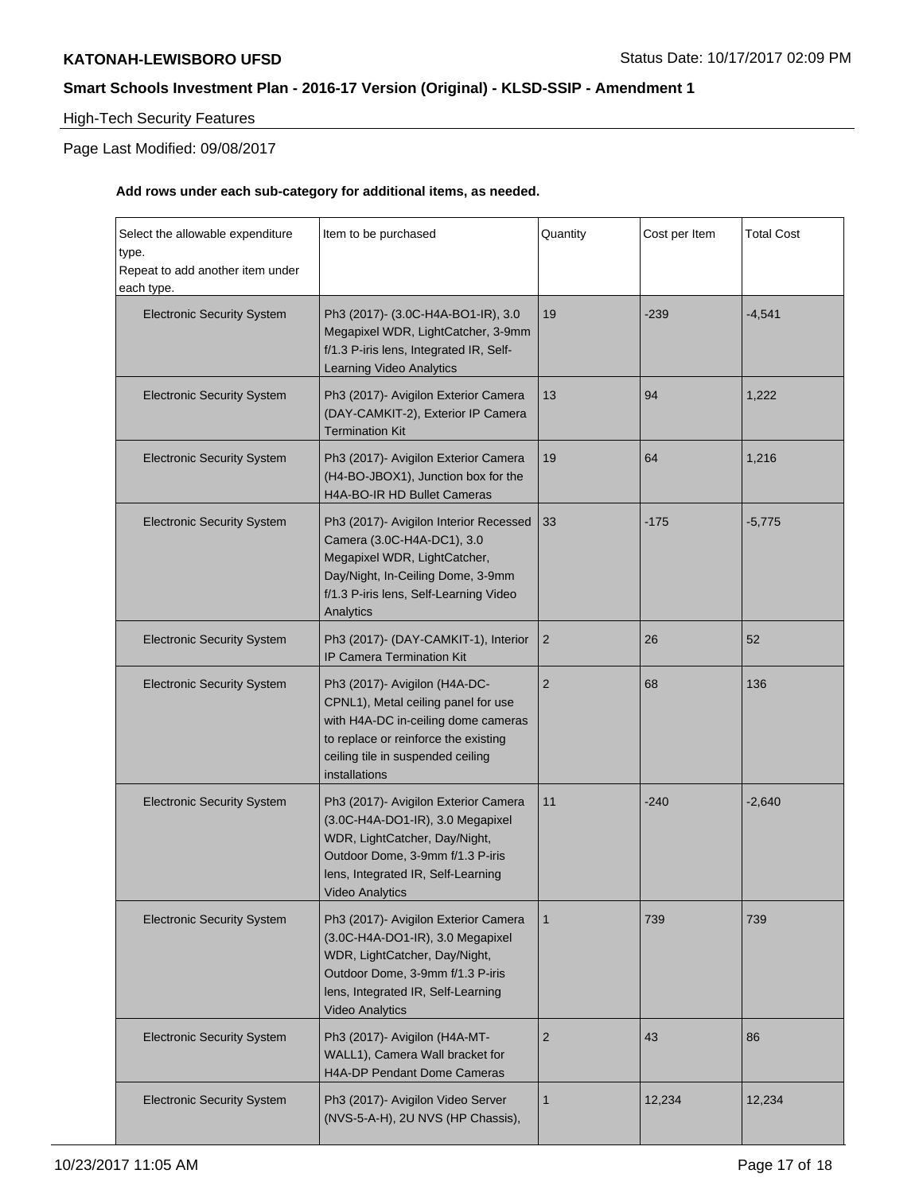## High-Tech Security Features

Page Last Modified: 09/08/2017

**Add rows under each sub-category for additional items, as needed.**

| Select the allowable expenditure type. Repeat to add another item under each type. | Item to be purchased | Quantity | Cost per Item | Total Cost |
|---|---|---|---|---|
| Electronic Security System | Ph3 (2017)- (3.0C-H4A-BO1-IR), 3.0 Megapixel WDR, LightCatcher, 3-9mm f/1.3 P-iris lens, Integrated IR, Self-Learning Video Analytics | 19 | -239 | -4,541 |
| Electronic Security System | Ph3 (2017)- Avigilon Exterior Camera (DAY-CAMKIT-2), Exterior IP Camera Termination Kit | 13 | 94 | 1,222 |
| Electronic Security System | Ph3 (2017)- Avigilon Exterior Camera (H4-BO-JBOX1), Junction box for the H4A-BO-IR HD Bullet Cameras | 19 | 64 | 1,216 |
| Electronic Security System | Ph3 (2017)- Avigilon Interior Recessed Camera (3.0C-H4A-DC1), 3.0 Megapixel WDR, LightCatcher, Day/Night, In-Ceiling Dome, 3-9mm f/1.3 P-iris lens, Self-Learning Video Analytics | 33 | -175 | -5,775 |
| Electronic Security System | Ph3 (2017)- (DAY-CAMKIT-1), Interior IP Camera Termination Kit | 2 | 26 | 52 |
| Electronic Security System | Ph3 (2017)- Avigilon (H4A-DC-CPNL1), Metal ceiling panel for use with H4A-DC in-ceiling dome cameras to replace or reinforce the existing ceiling tile in suspended ceiling installations | 2 | 68 | 136 |
| Electronic Security System | Ph3 (2017)- Avigilon Exterior Camera (3.0C-H4A-DO1-IR), 3.0 Megapixel WDR, LightCatcher, Day/Night, Outdoor Dome, 3-9mm f/1.3 P-iris lens, Integrated IR, Self-Learning Video Analytics | 11 | -240 | -2,640 |
| Electronic Security System | Ph3 (2017)- Avigilon Exterior Camera (3.0C-H4A-DO1-IR), 3.0 Megapixel WDR, LightCatcher, Day/Night, Outdoor Dome, 3-9mm f/1.3 P-iris lens, Integrated IR, Self-Learning Video Analytics | 1 | 739 | 739 |
| Electronic Security System | Ph3 (2017)- Avigilon (H4A-MT-WALL1), Camera Wall bracket for H4A-DP Pendant Dome Cameras | 2 | 43 | 86 |
| Electronic Security System | Ph3 (2017)- Avigilon Video Server (NVS-5-A-H), 2U NVS (HP Chassis), | 1 | 12,234 | 12,234 |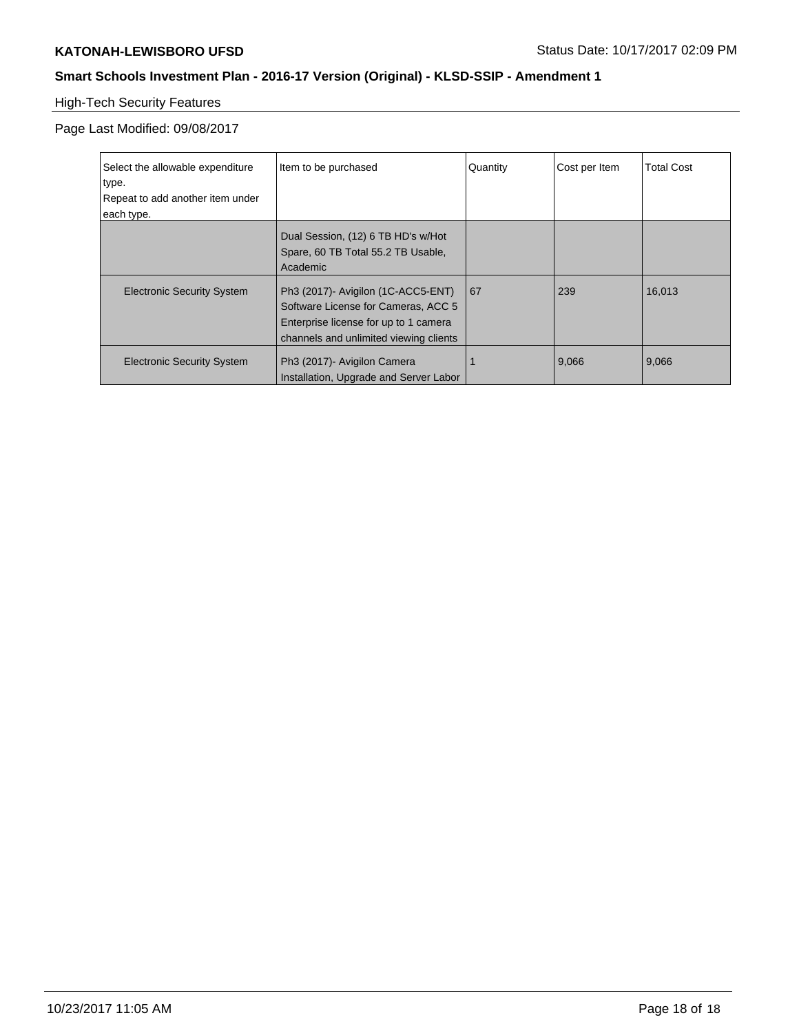## High-Tech Security Features

Page Last Modified: 09/08/2017

| Select the allowable expenditure type. Repeat to add another item under each type. | Item to be purchased | Quantity | Cost per Item | Total Cost |
|---|---|---|---|---|
| | Dual Session, (12) 6 TB HD's w/Hot Spare, 60 TB Total 55.2 TB Usable, Academic | | | |
| Electronic Security System | Ph3 (2017)- Avigilon (1C-ACC5-ENT) Software License for Cameras, ACC 5 Enterprise license for up to 1 camera channels and unlimited viewing clients | 67 | 239 | 16,013 |
| Electronic Security System | Ph3 (2017)- Avigilon Camera Installation, Upgrade and Server Labor | 1 | 9,066 | 9,066 |